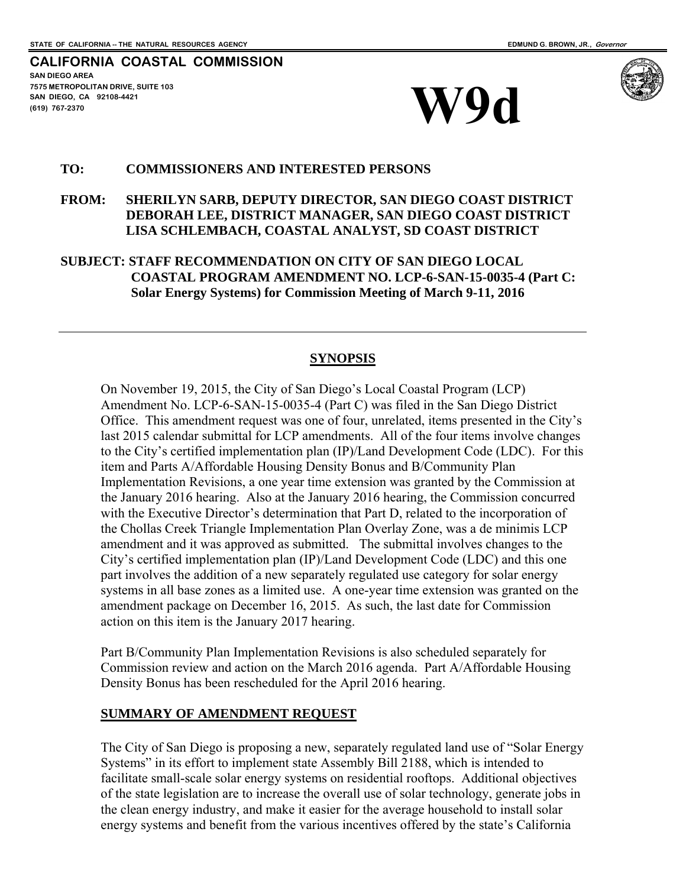STATE OF CALIFORNIA -- THE NATURAL RESOURCES AGENCY

EDMUND G. BROWN, JR., *Governor*

**CALIFORNIA COASTAL COMMISSION**
**SAN DIEGO AREA**
**7575 METROPOLITAN DRIVE, SUITE 103**
**SAN DIEGO, CA 92108-4421**
**(619) 767-2370**

# W9d

**TO:** COMMISSIONERS AND INTERESTED PERSONS

**FROM:** SHERILYN SARB, DEPUTY DIRECTOR, SAN DIEGO COAST DISTRICT
DEBORAH LEE, DISTRICT MANAGER, SAN DIEGO COAST DISTRICT
LISA SCHLEMBACH, COASTAL ANALYST, SD COAST DISTRICT

**SUBJECT: STAFF RECOMMENDATION ON CITY OF SAN DIEGO LOCAL COASTAL PROGRAM AMENDMENT NO. LCP-6-SAN-15-0035-4 (Part C: Solar Energy Systems) for Commission Meeting of March 9-11, 2016**

---

## SYNOPSIS

On November 19, 2015, the City of San Diego's Local Coastal Program (LCP) Amendment No. LCP-6-SAN-15-0035-4 (Part C) was filed in the San Diego District Office. This amendment request was one of four, unrelated, items presented in the City's last 2015 calendar submittal for LCP amendments. All of the four items involve changes to the City's certified implementation plan (IP)/Land Development Code (LDC). For this item and Parts A/Affordable Housing Density Bonus and B/Community Plan Implementation Revisions, a one year time extension was granted by the Commission at the January 2016 hearing. Also at the January 2016 hearing, the Commission concurred with the Executive Director's determination that Part D, related to the incorporation of the Chollas Creek Triangle Implementation Plan Overlay Zone, was a de minimis LCP amendment and it was approved as submitted. The submittal involves changes to the City's certified implementation plan (IP)/Land Development Code (LDC) and this one part involves the addition of a new separately regulated use category for solar energy systems in all base zones as a limited use. A one-year time extension was granted on the amendment package on December 16, 2015. As such, the last date for Commission action on this item is the January 2017 hearing.

Part B/Community Plan Implementation Revisions is also scheduled separately for Commission review and action on the March 2016 agenda. Part A/Affordable Housing Density Bonus has been rescheduled for the April 2016 hearing.

## SUMMARY OF AMENDMENT REQUEST

The City of San Diego is proposing a new, separately regulated land use of "Solar Energy Systems" in its effort to implement state Assembly Bill 2188, which is intended to facilitate small-scale solar energy systems on residential rooftops. Additional objectives of the state legislation are to increase the overall use of solar technology, generate jobs in the clean energy industry, and make it easier for the average household to install solar energy systems and benefit from the various incentives offered by the state's California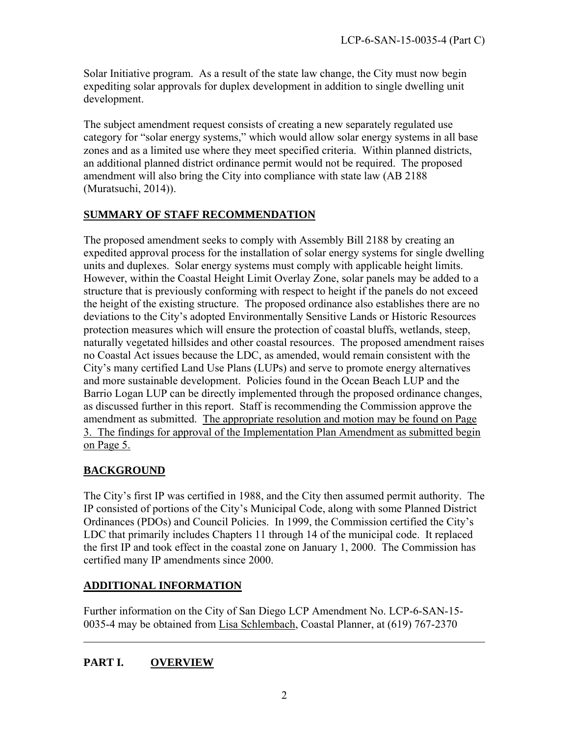Solar Initiative program. As a result of the state law change, the City must now begin expediting solar approvals for duplex development in addition to single dwelling unit development.

The subject amendment request consists of creating a new separately regulated use category for "solar energy systems," which would allow solar energy systems in all base zones and as a limited use where they meet specified criteria. Within planned districts, an additional planned district ordinance permit would not be required. The proposed amendment will also bring the City into compliance with state law (AB 2188 (Muratsuchi, 2014)).

## SUMMARY OF STAFF RECOMMENDATION

The proposed amendment seeks to comply with Assembly Bill 2188 by creating an expedited approval process for the installation of solar energy systems for single dwelling units and duplexes. Solar energy systems must comply with applicable height limits. However, within the Coastal Height Limit Overlay Zone, solar panels may be added to a structure that is previously conforming with respect to height if the panels do not exceed the height of the existing structure. The proposed ordinance also establishes there are no deviations to the City's adopted Environmentally Sensitive Lands or Historic Resources protection measures which will ensure the protection of coastal bluffs, wetlands, steep, naturally vegetated hillsides and other coastal resources. The proposed amendment raises no Coastal Act issues because the LDC, as amended, would remain consistent with the City's many certified Land Use Plans (LUPs) and serve to promote energy alternatives and more sustainable development. Policies found in the Ocean Beach LUP and the Barrio Logan LUP can be directly implemented through the proposed ordinance changes, as discussed further in this report. Staff is recommending the Commission approve the amendment as submitted. The appropriate resolution and motion may be found on Page 3. The findings for approval of the Implementation Plan Amendment as submitted begin on Page 5.

## BACKGROUND

The City's first IP was certified in 1988, and the City then assumed permit authority. The IP consisted of portions of the City's Municipal Code, along with some Planned District Ordinances (PDOs) and Council Policies. In 1999, the Commission certified the City's LDC that primarily includes Chapters 11 through 14 of the municipal code. It replaced the first IP and took effect in the coastal zone on January 1, 2000. The Commission has certified many IP amendments since 2000.

## ADDITIONAL INFORMATION

Further information on the City of San Diego LCP Amendment No. LCP-6-SAN-15-0035-4 may be obtained from Lisa Schlembach, Coastal Planner, at (619) 767-2370

---

## PART I. OVERVIEW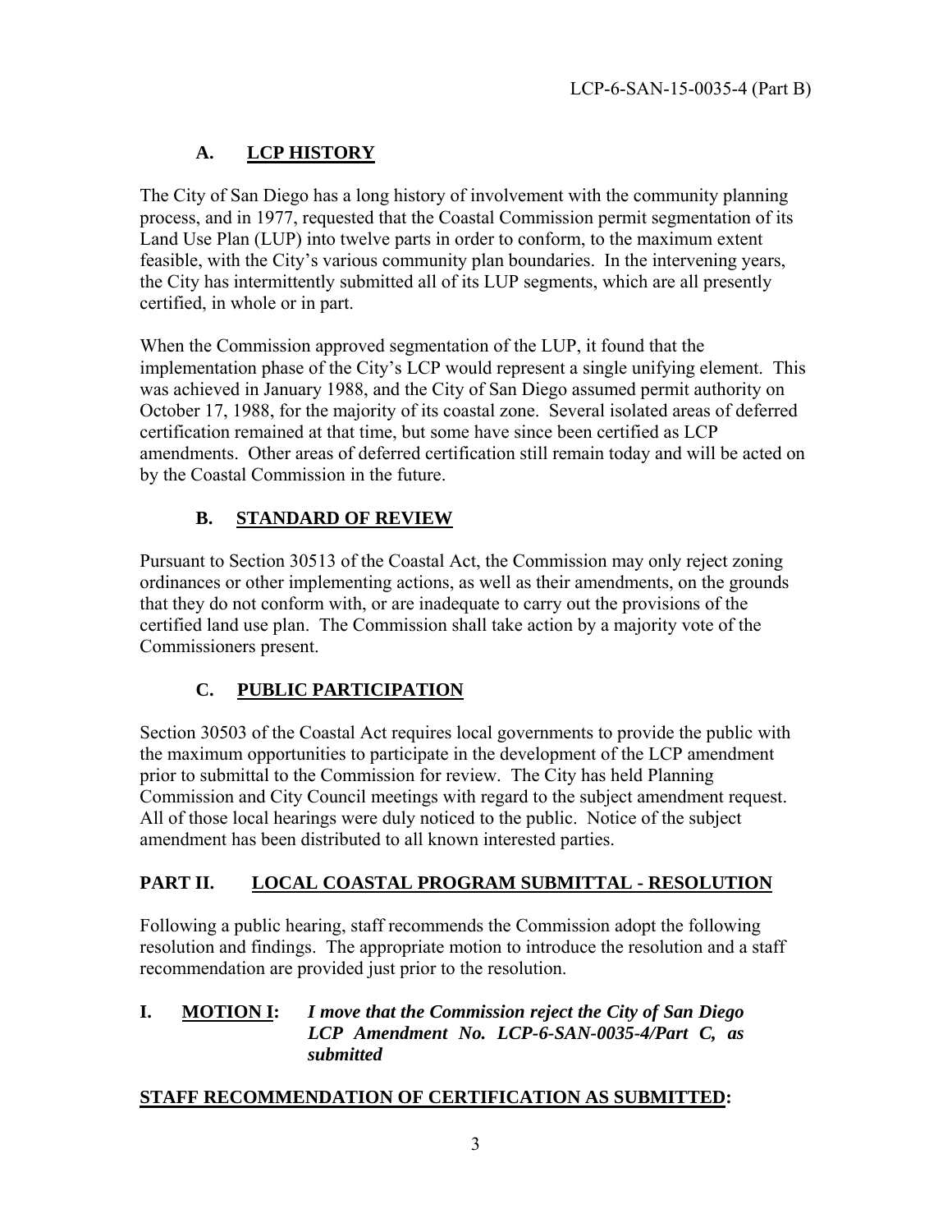## A. LCP HISTORY

The City of San Diego has a long history of involvement with the community planning process, and in 1977, requested that the Coastal Commission permit segmentation of its Land Use Plan (LUP) into twelve parts in order to conform, to the maximum extent feasible, with the City's various community plan boundaries. In the intervening years, the City has intermittently submitted all of its LUP segments, which are all presently certified, in whole or in part.

When the Commission approved segmentation of the LUP, it found that the implementation phase of the City's LCP would represent a single unifying element. This was achieved in January 1988, and the City of San Diego assumed permit authority on October 17, 1988, for the majority of its coastal zone. Several isolated areas of deferred certification remained at that time, but some have since been certified as LCP amendments. Other areas of deferred certification still remain today and will be acted on by the Coastal Commission in the future.

## B. STANDARD OF REVIEW

Pursuant to Section 30513 of the Coastal Act, the Commission may only reject zoning ordinances or other implementing actions, as well as their amendments, on the grounds that they do not conform with, or are inadequate to carry out the provisions of the certified land use plan. The Commission shall take action by a majority vote of the Commissioners present.

## C. PUBLIC PARTICIPATION

Section 30503 of the Coastal Act requires local governments to provide the public with the maximum opportunities to participate in the development of the LCP amendment prior to submittal to the Commission for review. The City has held Planning Commission and City Council meetings with regard to the subject amendment request. All of those local hearings were duly noticed to the public. Notice of the subject amendment has been distributed to all known interested parties.

## PART II. LOCAL COASTAL PROGRAM SUBMITTAL - RESOLUTION

Following a public hearing, staff recommends the Commission adopt the following resolution and findings. The appropriate motion to introduce the resolution and a staff recommendation are provided just prior to the resolution.

**I. MOTION I:** ***I move that the Commission reject the City of San Diego LCP Amendment No. LCP-6-SAN-0035-4/Part C, as submitted***

**STAFF RECOMMENDATION OF CERTIFICATION AS SUBMITTED:**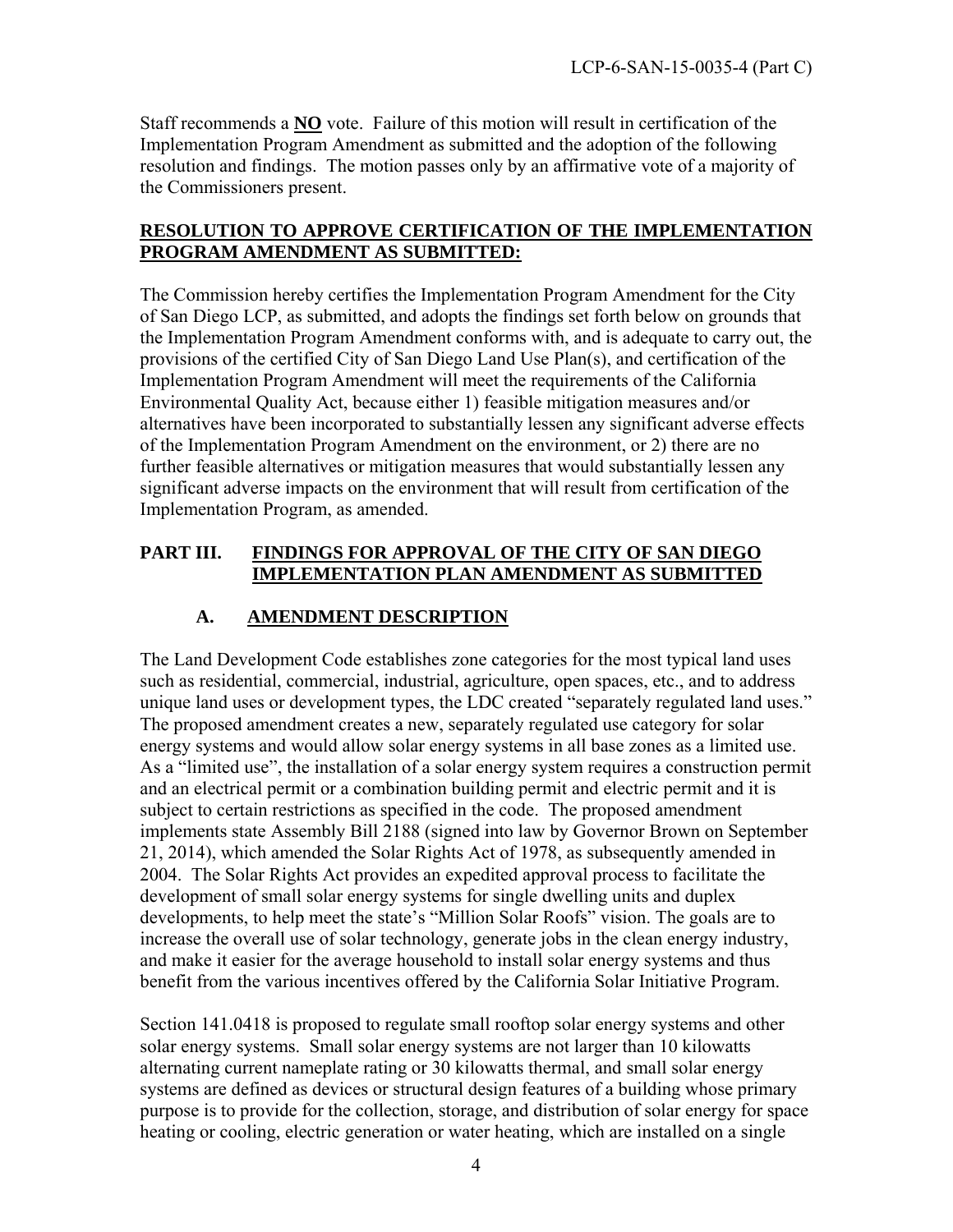Staff recommends a **NO** vote. Failure of this motion will result in certification of the Implementation Program Amendment as submitted and the adoption of the following resolution and findings. The motion passes only by an affirmative vote of a majority of the Commissioners present.

**RESOLUTION TO APPROVE CERTIFICATION OF THE IMPLEMENTATION PROGRAM AMENDMENT AS SUBMITTED:**

The Commission hereby certifies the Implementation Program Amendment for the City of San Diego LCP, as submitted, and adopts the findings set forth below on grounds that the Implementation Program Amendment conforms with, and is adequate to carry out, the provisions of the certified City of San Diego Land Use Plan(s), and certification of the Implementation Program Amendment will meet the requirements of the California Environmental Quality Act, because either 1) feasible mitigation measures and/or alternatives have been incorporated to substantially lessen any significant adverse effects of the Implementation Program Amendment on the environment, or 2) there are no further feasible alternatives or mitigation measures that would substantially lessen any significant adverse impacts on the environment that will result from certification of the Implementation Program, as amended.

## PART III. FINDINGS FOR APPROVAL OF THE CITY OF SAN DIEGO IMPLEMENTATION PLAN AMENDMENT AS SUBMITTED

### A. AMENDMENT DESCRIPTION

The Land Development Code establishes zone categories for the most typical land uses such as residential, commercial, industrial, agriculture, open spaces, etc., and to address unique land uses or development types, the LDC created "separately regulated land uses." The proposed amendment creates a new, separately regulated use category for solar energy systems and would allow solar energy systems in all base zones as a limited use. As a "limited use", the installation of a solar energy system requires a construction permit and an electrical permit or a combination building permit and electric permit and it is subject to certain restrictions as specified in the code. The proposed amendment implements state Assembly Bill 2188 (signed into law by Governor Brown on September 21, 2014), which amended the Solar Rights Act of 1978, as subsequently amended in 2004. The Solar Rights Act provides an expedited approval process to facilitate the development of small solar energy systems for single dwelling units and duplex developments, to help meet the state's "Million Solar Roofs" vision. The goals are to increase the overall use of solar technology, generate jobs in the clean energy industry, and make it easier for the average household to install solar energy systems and thus benefit from the various incentives offered by the California Solar Initiative Program.

Section 141.0418 is proposed to regulate small rooftop solar energy systems and other solar energy systems. Small solar energy systems are not larger than 10 kilowatts alternating current nameplate rating or 30 kilowatts thermal, and small solar energy systems are defined as devices or structural design features of a building whose primary purpose is to provide for the collection, storage, and distribution of solar energy for space heating or cooling, electric generation or water heating, which are installed on a single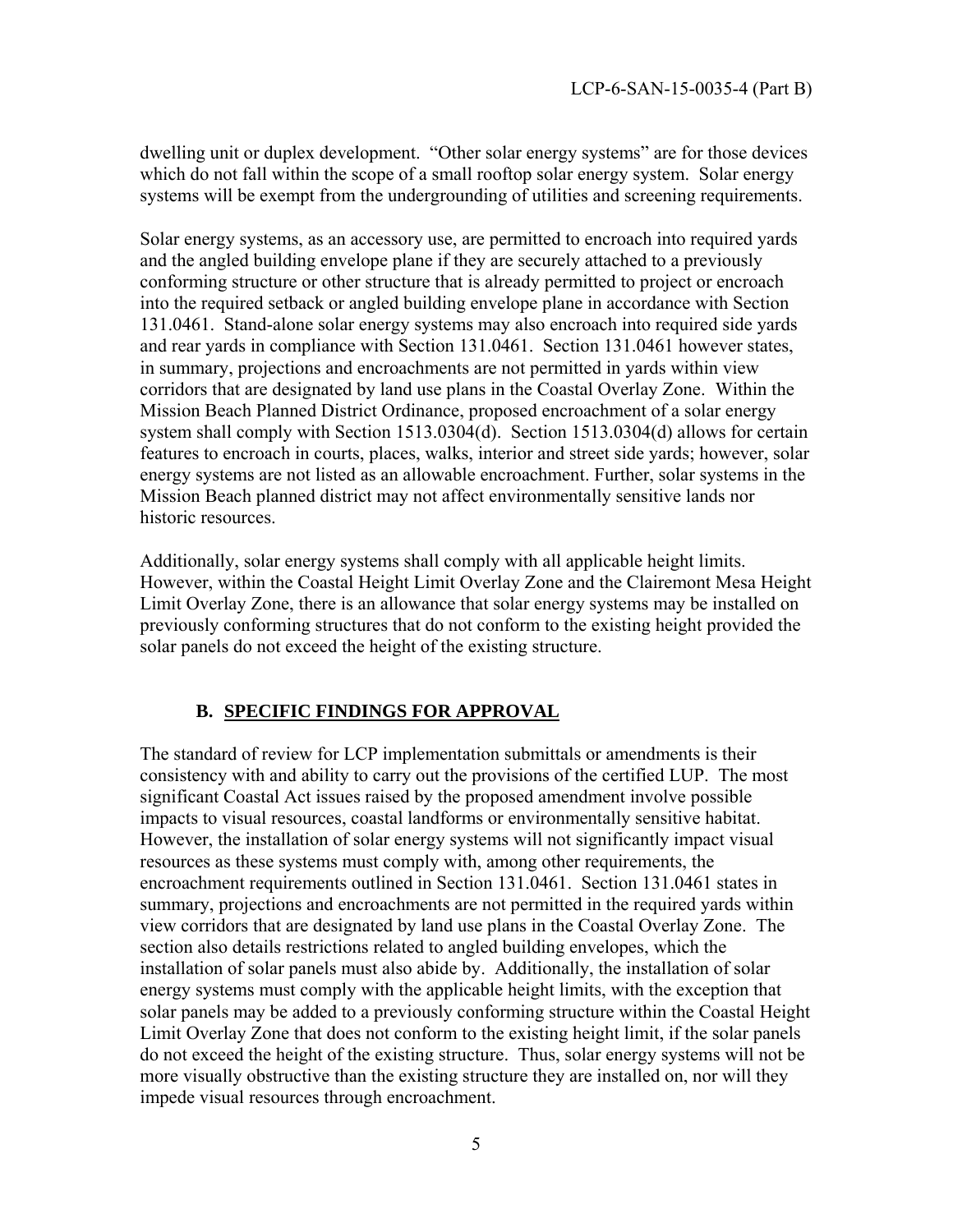dwelling unit or duplex development. "Other solar energy systems" are for those devices which do not fall within the scope of a small rooftop solar energy system. Solar energy systems will be exempt from the undergrounding of utilities and screening requirements.

Solar energy systems, as an accessory use, are permitted to encroach into required yards and the angled building envelope plane if they are securely attached to a previously conforming structure or other structure that is already permitted to project or encroach into the required setback or angled building envelope plane in accordance with Section 131.0461. Stand-alone solar energy systems may also encroach into required side yards and rear yards in compliance with Section 131.0461. Section 131.0461 however states, in summary, projections and encroachments are not permitted in yards within view corridors that are designated by land use plans in the Coastal Overlay Zone. Within the Mission Beach Planned District Ordinance, proposed encroachment of a solar energy system shall comply with Section 1513.0304(d). Section 1513.0304(d) allows for certain features to encroach in courts, places, walks, interior and street side yards; however, solar energy systems are not listed as an allowable encroachment. Further, solar systems in the Mission Beach planned district may not affect environmentally sensitive lands nor historic resources.

Additionally, solar energy systems shall comply with all applicable height limits. However, within the Coastal Height Limit Overlay Zone and the Clairemont Mesa Height Limit Overlay Zone, there is an allowance that solar energy systems may be installed on previously conforming structures that do not conform to the existing height provided the solar panels do not exceed the height of the existing structure.

## B. SPECIFIC FINDINGS FOR APPROVAL

The standard of review for LCP implementation submittals or amendments is their consistency with and ability to carry out the provisions of the certified LUP. The most significant Coastal Act issues raised by the proposed amendment involve possible impacts to visual resources, coastal landforms or environmentally sensitive habitat. However, the installation of solar energy systems will not significantly impact visual resources as these systems must comply with, among other requirements, the encroachment requirements outlined in Section 131.0461. Section 131.0461 states in summary, projections and encroachments are not permitted in the required yards within view corridors that are designated by land use plans in the Coastal Overlay Zone. The section also details restrictions related to angled building envelopes, which the installation of solar panels must also abide by. Additionally, the installation of solar energy systems must comply with the applicable height limits, with the exception that solar panels may be added to a previously conforming structure within the Coastal Height Limit Overlay Zone that does not conform to the existing height limit, if the solar panels do not exceed the height of the existing structure. Thus, solar energy systems will not be more visually obstructive than the existing structure they are installed on, nor will they impede visual resources through encroachment.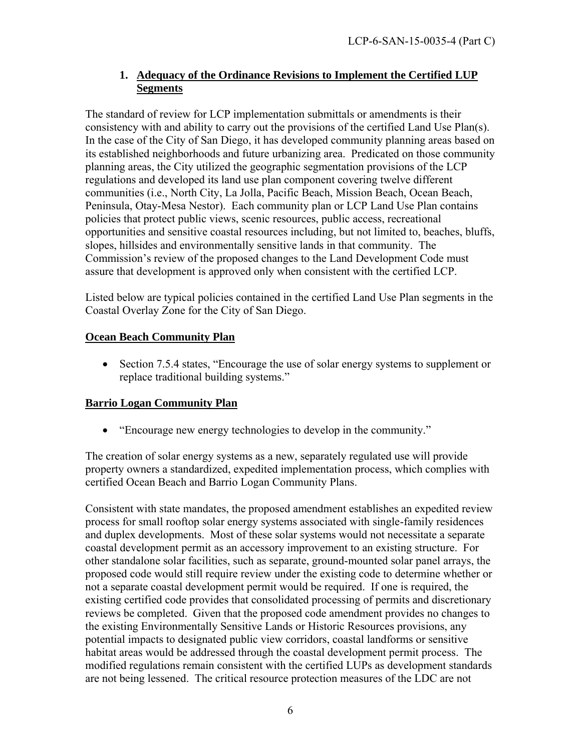### 1. Adequacy of the Ordinance Revisions to Implement the Certified LUP Segments

The standard of review for LCP implementation submittals or amendments is their consistency with and ability to carry out the provisions of the certified Land Use Plan(s). In the case of the City of San Diego, it has developed community planning areas based on its established neighborhoods and future urbanizing area. Predicated on those community planning areas, the City utilized the geographic segmentation provisions of the LCP regulations and developed its land use plan component covering twelve different communities (i.e., North City, La Jolla, Pacific Beach, Mission Beach, Ocean Beach, Peninsula, Otay-Mesa Nestor). Each community plan or LCP Land Use Plan contains policies that protect public views, scenic resources, public access, recreational opportunities and sensitive coastal resources including, but not limited to, beaches, bluffs, slopes, hillsides and environmentally sensitive lands in that community. The Commission's review of the proposed changes to the Land Development Code must assure that development is approved only when consistent with the certified LCP.

Listed below are typical policies contained in the certified Land Use Plan segments in the Coastal Overlay Zone for the City of San Diego.

**Ocean Beach Community Plan**

- Section 7.5.4 states, "Encourage the use of solar energy systems to supplement or replace traditional building systems."

**Barrio Logan Community Plan**

- "Encourage new energy technologies to develop in the community."

The creation of solar energy systems as a new, separately regulated use will provide property owners a standardized, expedited implementation process, which complies with certified Ocean Beach and Barrio Logan Community Plans.

Consistent with state mandates, the proposed amendment establishes an expedited review process for small rooftop solar energy systems associated with single-family residences and duplex developments. Most of these solar systems would not necessitate a separate coastal development permit as an accessory improvement to an existing structure. For other standalone solar facilities, such as separate, ground-mounted solar panel arrays, the proposed code would still require review under the existing code to determine whether or not a separate coastal development permit would be required. If one is required, the existing certified code provides that consolidated processing of permits and discretionary reviews be completed. Given that the proposed code amendment provides no changes to the existing Environmentally Sensitive Lands or Historic Resources provisions, any potential impacts to designated public view corridors, coastal landforms or sensitive habitat areas would be addressed through the coastal development permit process. The modified regulations remain consistent with the certified LUPs as development standards are not being lessened. The critical resource protection measures of the LDC are not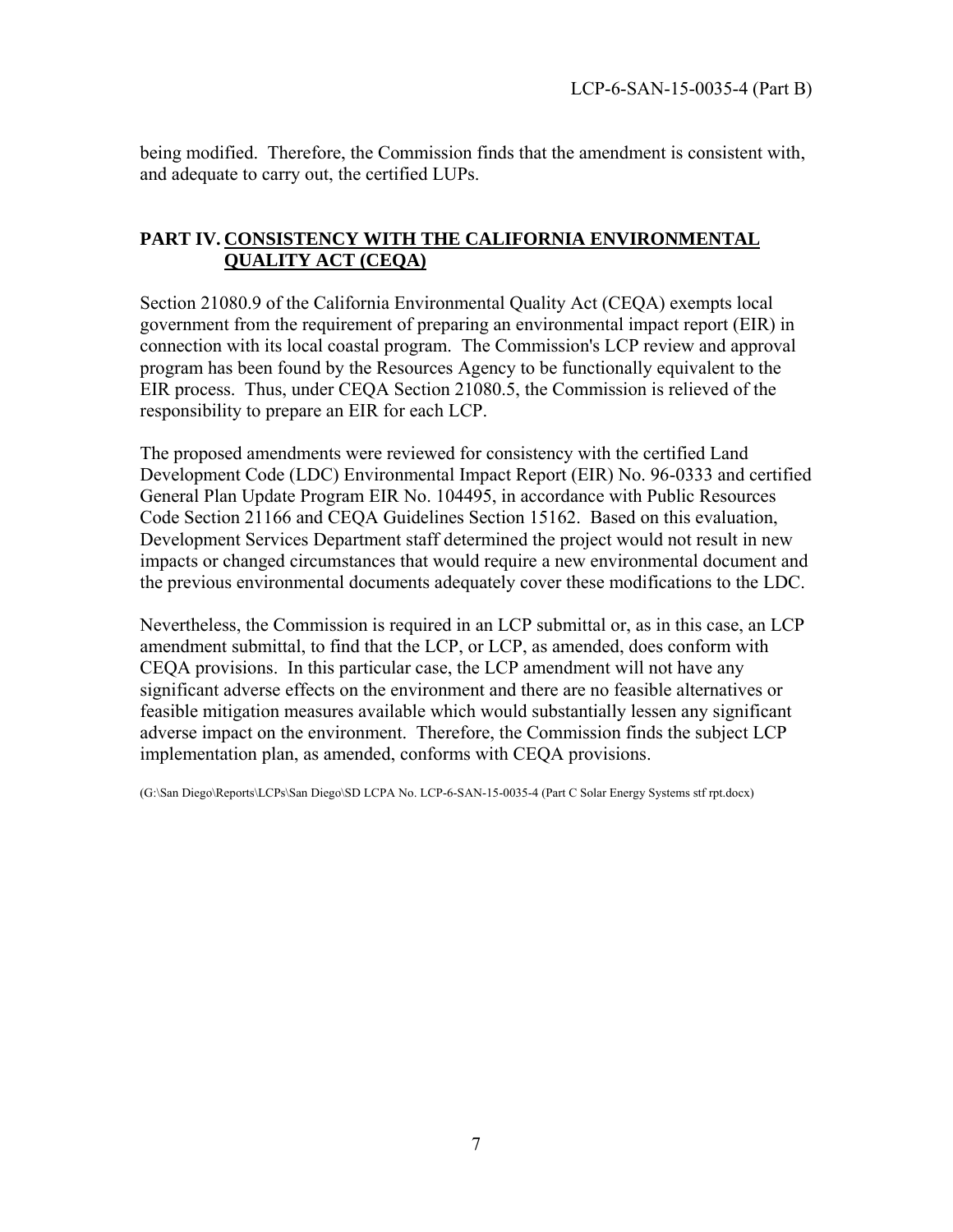being modified. Therefore, the Commission finds that the amendment is consistent with, and adequate to carry out, the certified LUPs.

## PART IV. CONSISTENCY WITH THE CALIFORNIA ENVIRONMENTAL QUALITY ACT (CEQA)

Section 21080.9 of the California Environmental Quality Act (CEQA) exempts local government from the requirement of preparing an environmental impact report (EIR) in connection with its local coastal program. The Commission's LCP review and approval program has been found by the Resources Agency to be functionally equivalent to the EIR process. Thus, under CEQA Section 21080.5, the Commission is relieved of the responsibility to prepare an EIR for each LCP.

The proposed amendments were reviewed for consistency with the certified Land Development Code (LDC) Environmental Impact Report (EIR) No. 96-0333 and certified General Plan Update Program EIR No. 104495, in accordance with Public Resources Code Section 21166 and CEQA Guidelines Section 15162. Based on this evaluation, Development Services Department staff determined the project would not result in new impacts or changed circumstances that would require a new environmental document and the previous environmental documents adequately cover these modifications to the LDC.

Nevertheless, the Commission is required in an LCP submittal or, as in this case, an LCP amendment submittal, to find that the LCP, or LCP, as amended, does conform with CEQA provisions. In this particular case, the LCP amendment will not have any significant adverse effects on the environment and there are no feasible alternatives or feasible mitigation measures available which would substantially lessen any significant adverse impact on the environment. Therefore, the Commission finds the subject LCP implementation plan, as amended, conforms with CEQA provisions.

(G:\San Diego\Reports\LCPs\San Diego\SD LCPA No. LCP-6-SAN-15-0035-4 (Part C Solar Energy Systems stf rpt.docx)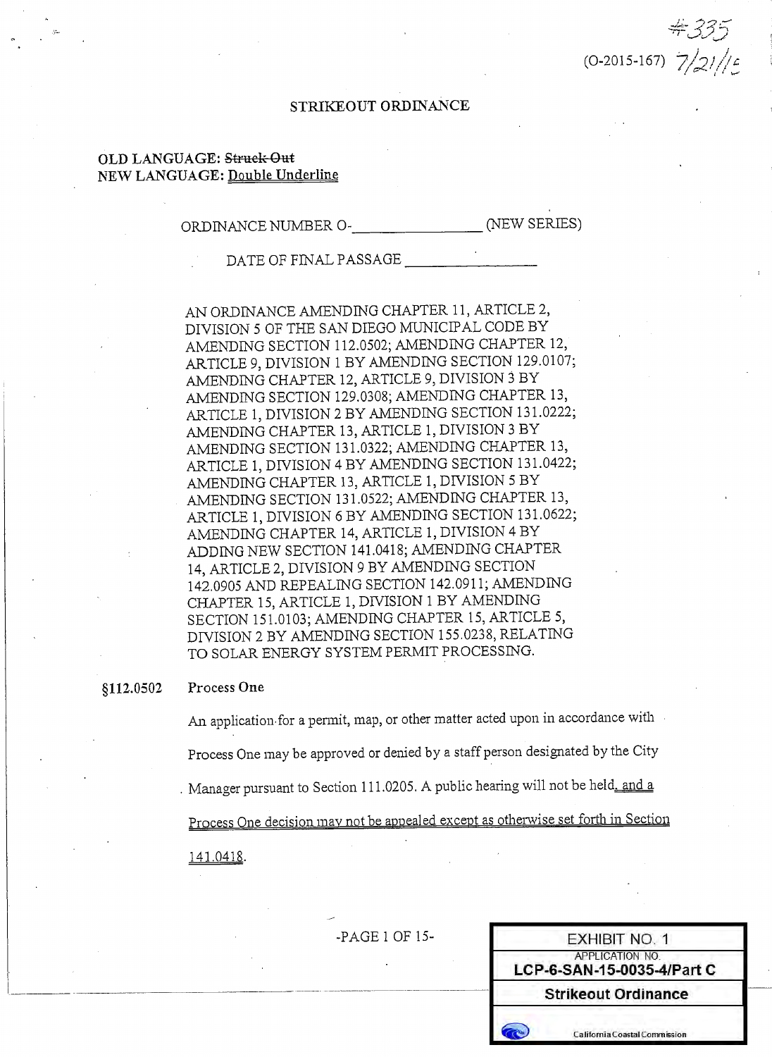#335

(O-2015-167) 7/21/15

STRIKEOUT ORDINANCE

OLD LANGUAGE: ~~Struck Out~~
NEW LANGUAGE: Double Underline

ORDINANCE NUMBER O-_______________ (NEW SERIES)

DATE OF FINAL PASSAGE _______________

AN ORDINANCE AMENDING CHAPTER 11, ARTICLE 2, DIVISION 5 OF THE SAN DIEGO MUNICIPAL CODE BY AMENDING SECTION 112.0502; AMENDING CHAPTER 12, ARTICLE 9, DIVISION 1 BY AMENDING SECTION 129.0107; AMENDING CHAPTER 12, ARTICLE 9, DIVISION 3 BY AMENDING SECTION 129.0308; AMENDING CHAPTER 13, ARTICLE 1, DIVISION 2 BY AMENDING SECTION 131.0222; AMENDING CHAPTER 13, ARTICLE 1, DIVISION 3 BY AMENDING SECTION 131.0322; AMENDING CHAPTER 13, ARTICLE 1, DIVISION 4 BY AMENDING SECTION 131.0422; AMENDING CHAPTER 13, ARTICLE 1, DIVISION 5 BY AMENDING SECTION 131.0522; AMENDING CHAPTER 13, ARTICLE 1, DIVISION 6 BY AMENDING SECTION 131.0622; AMENDING CHAPTER 14, ARTICLE 1, DIVISION 4 BY ADDING NEW SECTION 141.0418; AMENDING CHAPTER 14, ARTICLE 2, DIVISION 9 BY AMENDING SECTION 142.0905 AND REPEALING SECTION 142.0911; AMENDING CHAPTER 15, ARTICLE 1, DIVISION 1 BY AMENDING SECTION 151.0103; AMENDING CHAPTER 15, ARTICLE 5, DIVISION 2 BY AMENDING SECTION 155.0238, RELATING TO SOLAR ENERGY SYSTEM PERMIT PROCESSING.

**§112.0502 Process One**

An application for a permit, map, or other matter acted upon in accordance with Process One may be approved or denied by a staff person designated by the City Manager pursuant to Section 111.0205. A public hearing will not be held, and a Process One decision may not be appealed except as otherwise set forth in Section 141.0418.

EXHIBIT NO. 1
APPLICATION NO.
LCP-6-SAN-15-0035-4/Part C
Strikeout Ordinance
California Coastal Commission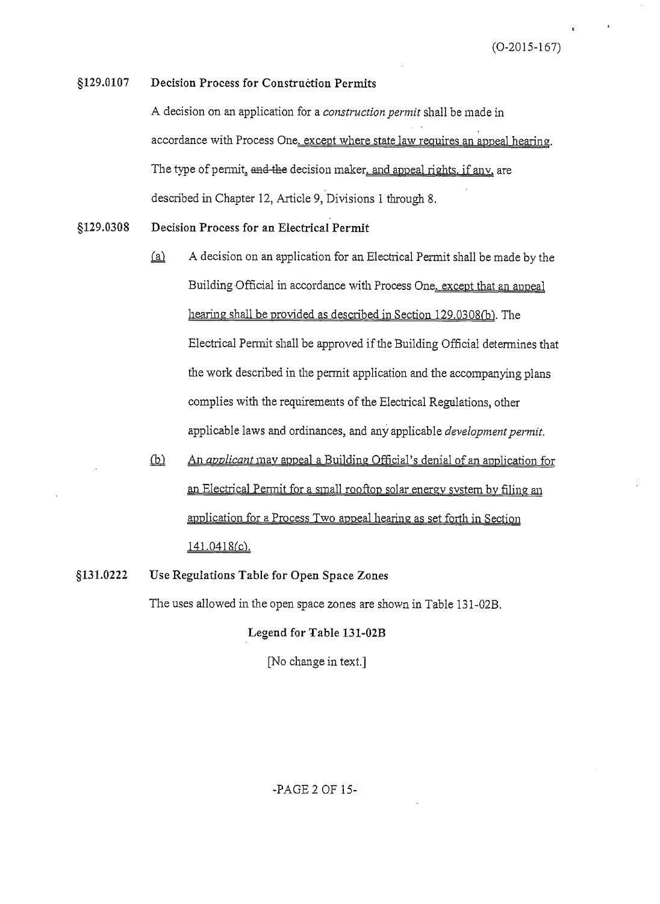(O-2015-167)

**§129.0107 Decision Process for Construction Permits**

A decision on an application for a *construction permit* shall be made in accordance with Process One, except where state law requires an appeal hearing. The type of permit, ~~and the~~ decision maker, and appeal rights, if any, are described in Chapter 12, Article 9, Divisions 1 through 8.

**§129.0308 Decision Process for an Electrical Permit**

(a) A decision on an application for an Electrical Permit shall be made by the Building Official in accordance with Process One, except that an appeal hearing shall be provided as described in Section 129.0308(b). The Electrical Permit shall be approved if the Building Official determines that the work described in the permit application and the accompanying plans complies with the requirements of the Electrical Regulations, other applicable laws and ordinances, and any applicable *development permit*.

(b) An *applicant* may appeal a Building Official's denial of an application for an Electrical Permit for a small rooftop solar energy system by filing an application for a Process Two appeal hearing as set forth in Section 141.0418(c).

**§131.0222 Use Regulations Table for Open Space Zones**

The uses allowed in the open space zones are shown in Table 131-02B.

**Legend for Table 131-02B**

[No change in text.]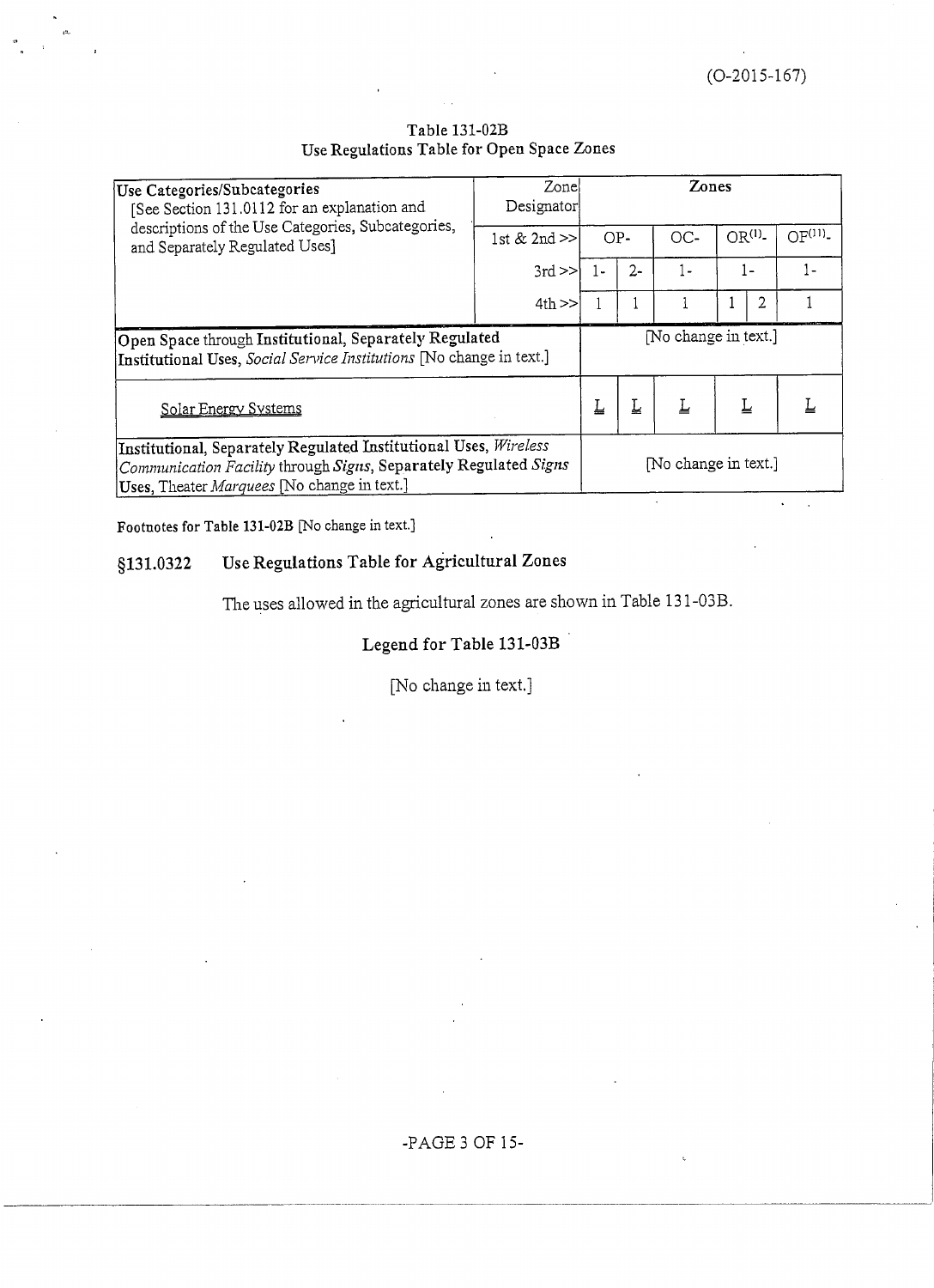(O-2015-167)

Table 131-02B
Use Regulations Table for Open Space Zones

| Use Categories/Subcategories [See Section 131.0112 for an explanation and descriptions of the Use Categories, Subcategories, and Separately Regulated Uses] | Zone Designator | Zones | | | | | |
|---|---|---|---|---|---|---|---|
| | 1st & 2nd >> | OP- | | OC- | OR[1]- | | OF[11]- |
| | 3rd >> | 1- | 2- | 1- | 1- | | 1- |
| | 4th >> | 1 | 1 | 1 | 1 | 2 | 1 |
| **Open Space** through **Institutional, Separately Regulated Institutional Uses,** *Social Service Institutions* [No change in text.] | | [No change in text.] | | | | | |
| Solar Energy Systems | | L | L | L | L | | L |
| **Institutional, Separately Regulated Institutional Uses,** *Wireless Communication Facility* through *Signs*, **Separately Regulated** *Signs* **Uses,** Theater *Marquees* [No change in text.] | | [No change in text.] | | | | | |

**Footnotes for Table 131-02B** [No change in text.]

## §131.0322 Use Regulations Table for Agricultural Zones

The uses allowed in the agricultural zones are shown in Table 131-03B.

**Legend for Table 131-03B**

[No change in text.]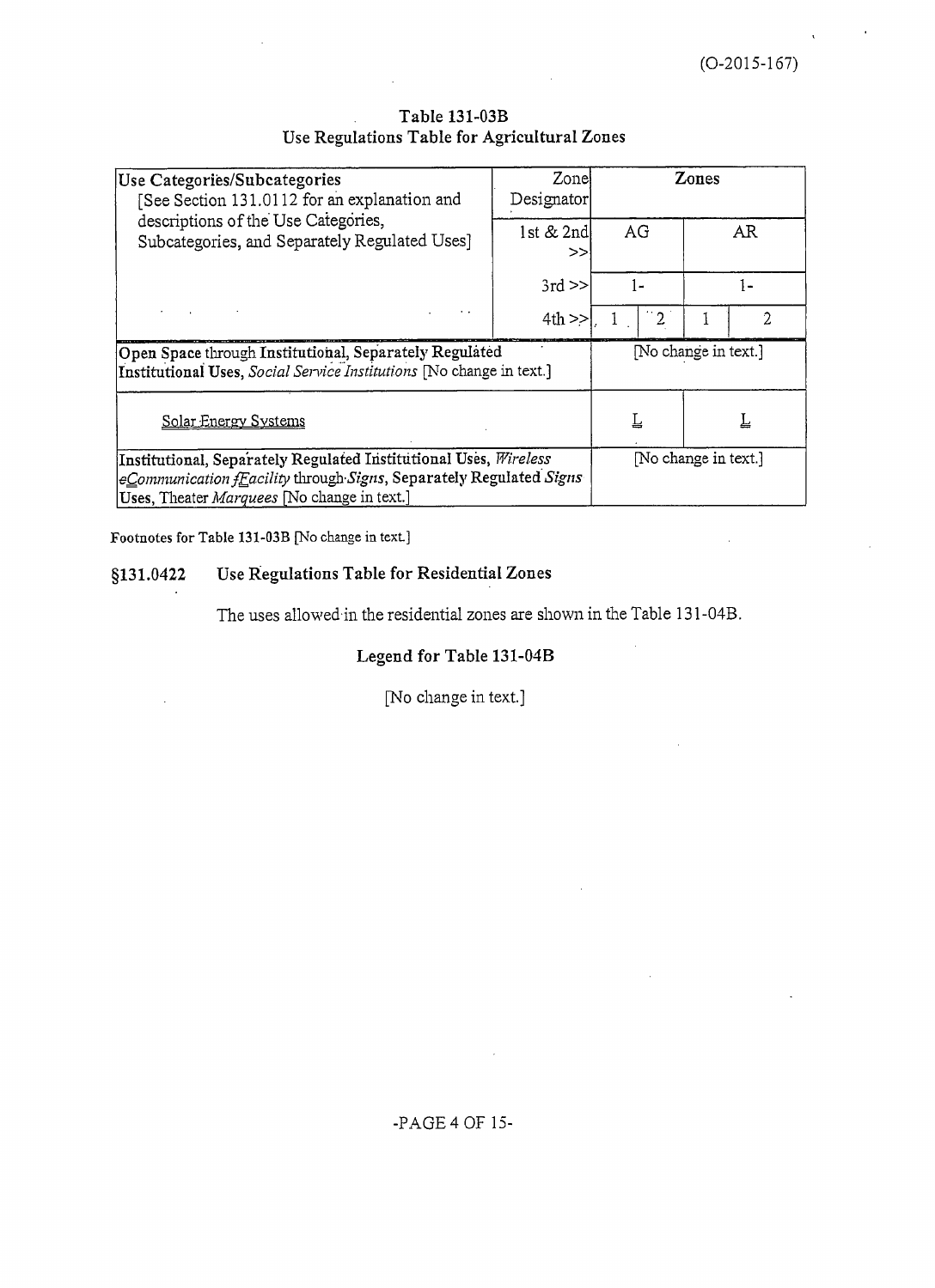(O-2015-167)

**Table 131-03B**
**Use Regulations Table for Agricultural Zones**

| Use Categories/Subcategories [See Section 131.0112 for an explanation and descriptions of the Use Categories, Subcategories, and Separately Regulated Uses] | Zone Designator | Zones | | | |
|---|---|---|---|---|---|
| | 1st & 2nd >> | AG | | AR | |
| | 3rd >> | 1- | | 1- | |
| | 4th >> | 1 | 2 | 1 | 2 |
| **Open Space through Institutional, Separately Regulated Institutional Uses,** *Social Service Institutions* [No change in text.] | | [No change in text.] | | | |
| Solar Energy Systems | | L | | L | |
| **Institutional, Separately Regulated Institutional Uses,** *Wireless eCommunication fFacility* through *Signs*, **Separately Regulated** *Signs* **Uses,** Theater *Marquees* [No change in text.] | | [No change in text.] | | | |

**Footnotes for Table 131-03B** [No change in text.]

## §131.0422 Use Regulations Table for Residential Zones

The uses allowed in the residential zones are shown in the Table 131-04B.

**Legend for Table 131-04B**

[No change in text.]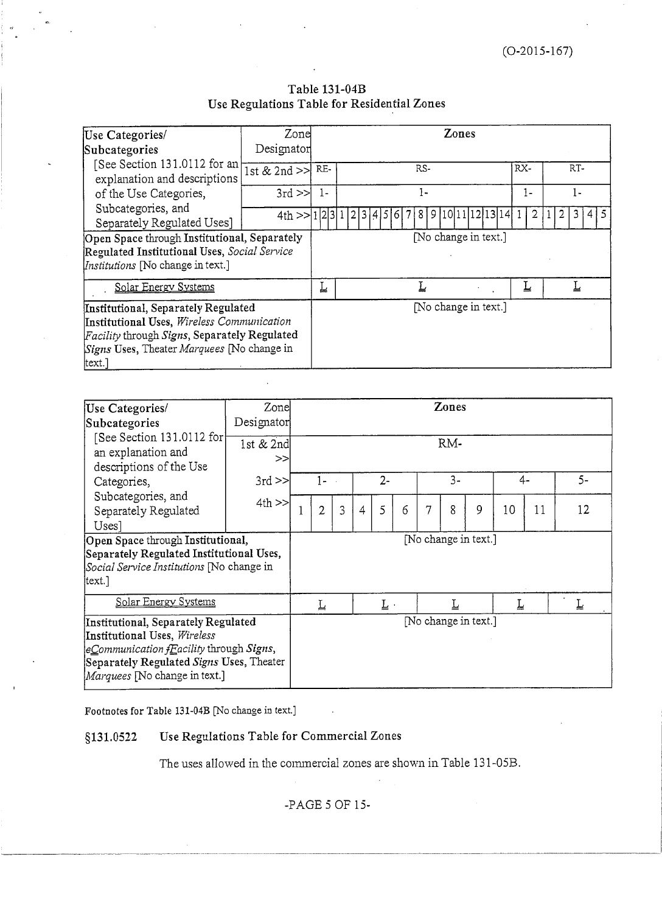Table 131-04B
Use Regulations Table for Residential Zones

| Use Categories/ Subcategories [See Section 131.0112 for an explanation and descriptions of the Use Categories, Subcategories, and Separately Regulated Uses] | Zone Designator | Zones | | | | | | | | | | | | | | | | | | | | | | | |
|---|---|---|---|---|---|---|---|---|---|---|---|---|---|---|---|---|---|---|---|---|---|---|---|---|---|
| | 1st & 2nd >> | RE- | | | RS- | | | | | | | | | | | | | | RX- | | RT- | | | | |
| | 3rd >> | 1- | | | 1- | | | | | | | | | | | | | | 1- | | 1- | | | | |
| | 4th >> | 1 | 2 | 3 | 1 | 2 | 3 | 4 | 5 | 6 | 7 | 8 | 9 | 10 | 11 | 12 | 13 | 14 | 1 | 2 | 1 | 2 | 3 | 4 | 5 |
| Open Space through Institutional, Separately Regulated Institutional Uses, *Social Service Institutions* [No change in text.] | | [No change in text.] | | | | | | | | | | | | | | | | | | | | | | | |
| Solar Energy Systems | | L | | | L | | | | | | | | | | | | | | L | | L | | | | |
| Institutional, Separately Regulated Institutional Uses, *Wireless Communication Facility* through *Signs*, Separately Regulated *Signs* Uses, Theater *Marquees* [No change in text.] | | [No change in text.] | | | | | | | | | | | | | | | | | | | | | | | |

| Use Categories/ Subcategories [See Section 131.0112 for an explanation and descriptions of the Use Categories, Subcategories, and Separately Regulated Uses] | Zone Designator | Zones | | | | | | | | | | | |
|---|---|---|---|---|---|---|---|---|---|---|---|---|---|
| | 1st & 2nd >> | RM- | | | | | | | | | | | |
| | 3rd >> | 1- | | | 2- | | | 3- | | | 4- | | 5- |
| | 4th >> | 1 | 2 | 3 | 4 | 5 | 6 | 7 | 8 | 9 | 10 | 11 | 12 |
| Open Space through Institutional, Separately Regulated Institutional Uses, *Social Service Institutions* [No change in text.] | | [No change in text.] | | | | | | | | | | | |
| Solar Energy Systems | | L | | | L | | | L | | | L | | L |
| Institutional, Separately Regulated Institutional Uses, *Wireless* ~~c~~Communication ~~f~~Facility through *Signs*, Separately Regulated *Signs* Uses, Theater *Marquees* [No change in text.] | | [No change in text.] | | | | | | | | | | | |

Footnotes for Table 131-04B [No change in text.]

### §131.0522 Use Regulations Table for Commercial Zones

The uses allowed in the commercial zones are shown in Table 131-05B.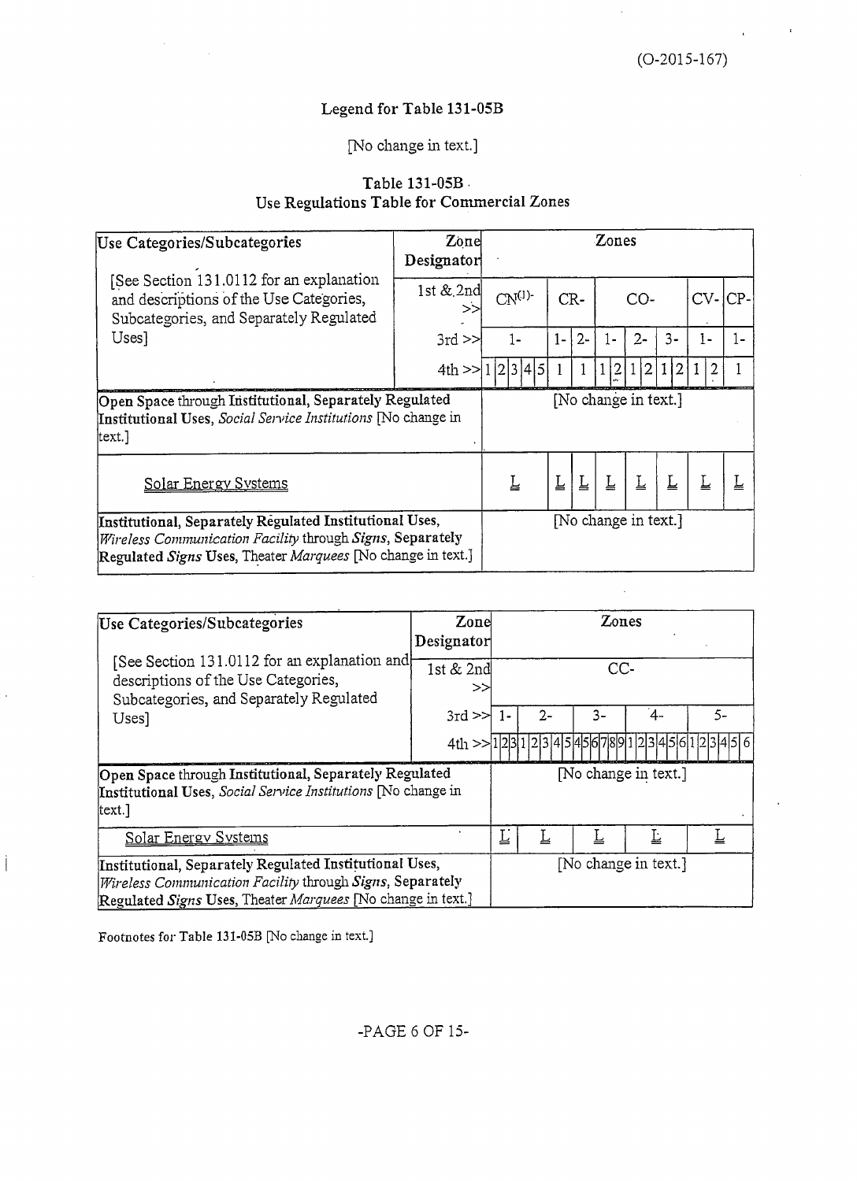(O-2015-167)

### Legend for Table 131-05B

[No change in text.]

### Table 131-05B
### Use Regulations Table for Commercial Zones

| Use Categories/Subcategories | Zone Designator | Zones | | | | | | | | | | | | | | |
|---|---|---|---|---|---|---|---|---|---|---|---|---|---|---|---|---|
| [See Section 131.0112 for an explanation and descriptions of the Use Categories, Subcategories, and Separately Regulated Uses] | 1st & 2nd >> | CN(1)- | | | | | CR- | | CO- | | | | | | CV- | CP- |
| | 3rd >> | 1- | | | | | 1- | 2- | 1- | | 2- | | 3- | | 1- | 1- |
| | 4th >> | 1 | 2 | 3 | 4 | 5 | 1 | 1 | 1 | 2 | 1 | 2 | 1 | 2 | 1 2 | 1 |
| Open Space through Institutional, Separately Regulated Institutional Uses, *Social Service Institutions* [No change in text.] | | [No change in text.] | | | | | | | | | | | | | | |
| <u>Solar Energy Systems</u> | | <u>L</u> | | | | | <u>L</u> | <u>L</u> | <u>L</u> | | <u>L</u> | | <u>L</u> | | <u>L</u> | <u>L</u> |
| Institutional, Separately Regulated Institutional Uses, *Wireless Communication Facility* through *Signs*, Separately Regulated *Signs* Uses, Theater *Marquees* [No change in text.] | | [No change in text.] | | | | | | | | | | | | | | |

| Use Categories/Subcategories | Zone Designator | Zones | | | | |
|---|---|---|---|---|---|---|
| [See Section 131.0112 for an explanation and descriptions of the Use Categories, Subcategories, and Separately Regulated Uses] | 1st & 2nd >> | CC- | | | | |
| | 3rd >> | 1- | 2- | 3- | 4- | 5- |
| | 4th >> | 1 2 3 | 1 2 3 4 5 | 4 5 6 7 8 9 | 1 2 3 4 5 6 | 1 2 3 4 5 6 |
| Open Space through Institutional, Separately Regulated Institutional Uses, *Social Service Institutions* [No change in text.] | | [No change in text.] | | | | |
| <u>Solar Energy Systems</u> | | <u>L</u> | <u>L</u> | <u>L</u> | <u>L</u> | <u>L</u> |
| Institutional, Separately Regulated Institutional Uses, *Wireless Communication Facility* through *Signs*, Separately Regulated *Signs* Uses, Theater *Marquees* [No change in text.] | | [No change in text.] | | | | |

Footnotes for Table 131-05B [No change in text.]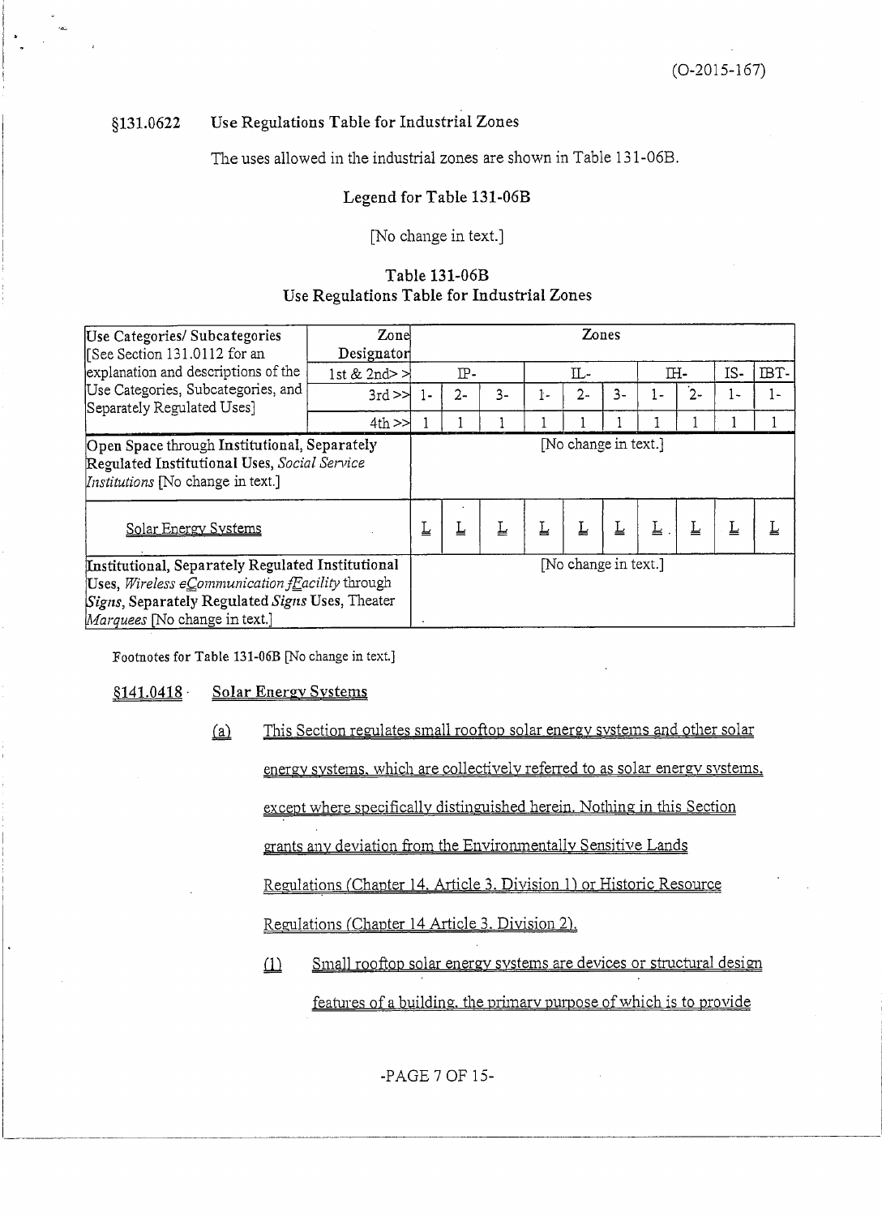(O-2015-167)

## §131.0622 Use Regulations Table for Industrial Zones

The uses allowed in the industrial zones are shown in Table 131-06B.

### Legend for Table 131-06B

[No change in text.]

### Table 131-06B
### Use Regulations Table for Industrial Zones

| Use Categories/ Subcategories [See Section 131.0112 for an explanation and descriptions of the Use Categories, Subcategories, and Separately Regulated Uses] | Zone Designator | Zones | | | | | | | | | |
|---|---|---|---|---|---|---|---|---|---|---|---|
| | 1st & 2nd>> | IP- | | | IL- | | | IH- | | IS- | IBT- |
| | 3rd >> | 1- | 2- | 3- | 1- | 2- | 3- | 1- | 2- | 1- | 1- |
| | 4th >> | 1 | 1 | 1 | 1 | 1 | 1 | 1 | 1 | 1 | 1 |
| Open Space through Institutional, Separately Regulated Institutional Uses, *Social Service Institutions* [No change in text.] | | [No change in text.] | | | | | | | | | |
| Solar Energy Systems | | L | L | L | L | L | L | L | L | L | L |
| Institutional, Separately Regulated Institutional Uses, *Wireless eCommunication fFacility* through *Signs*, Separately Regulated *Signs* Uses, Theater *Marquees* [No change in text.] | | [No change in text.] | | | | | | | | | |

Footnotes for Table 131-06B [No change in text.]

## §141.0418 Solar Energy Systems

(a) This Section regulates small rooftop solar energy systems and other solar energy systems, which are collectively referred to as solar energy systems, except where specifically distinguished herein. Nothing in this Section grants any deviation from the Environmentally Sensitive Lands Regulations (Chapter 14, Article 3, Division 1) or Historic Resource Regulations (Chapter 14 Article 3, Division 2).

(1) Small rooftop solar energy systems are devices or structural design features of a building, the primary purpose of which is to provide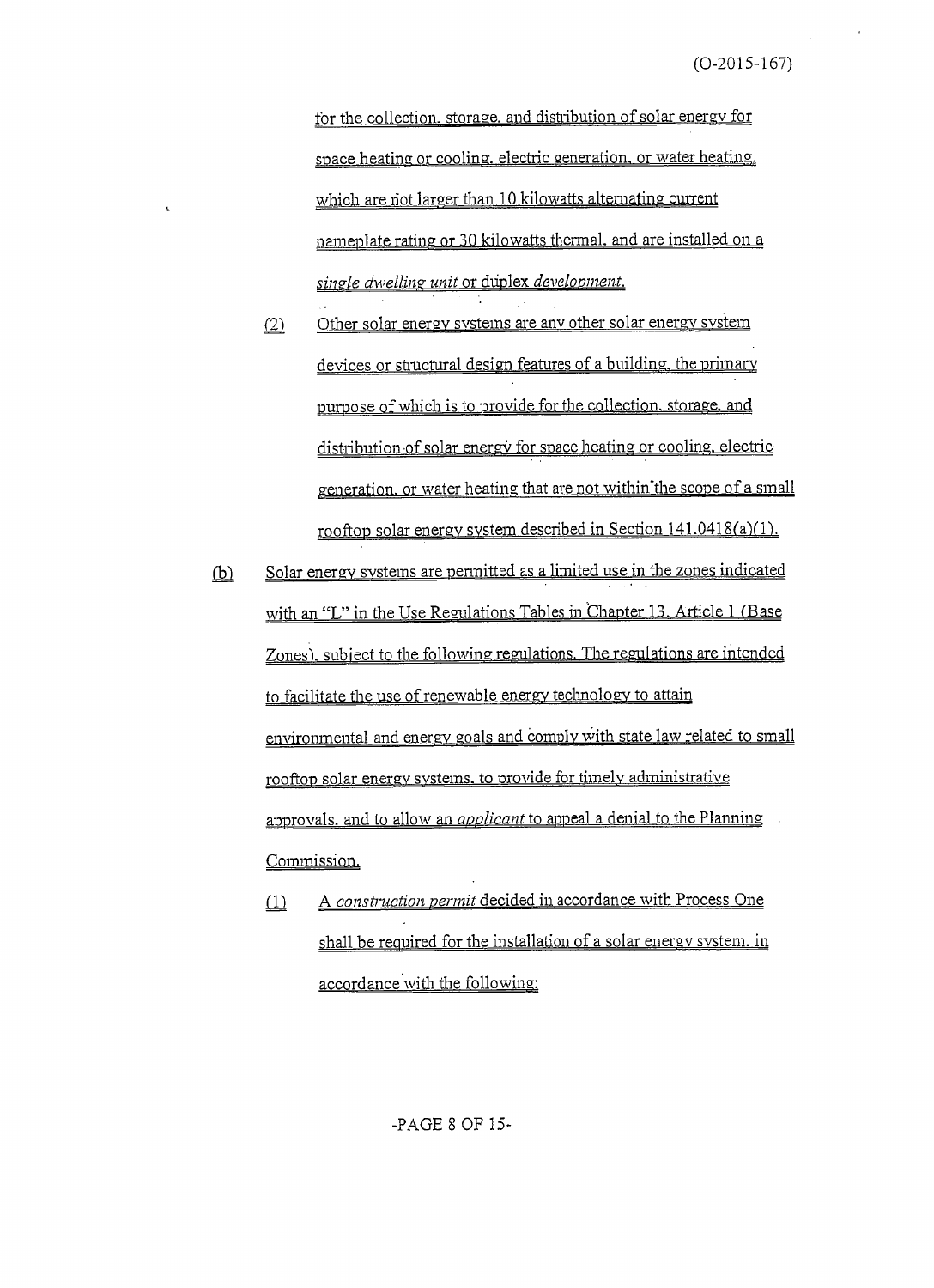for the collection, storage, and distribution of solar energy for space heating or cooling, electric generation, or water heating, which are not larger than 10 kilowatts alternating current nameplate rating or 30 kilowatts thermal, and are installed on a *single dwelling unit* or duplex *development*.

(2) Other solar energy systems are any other solar energy system devices or structural design features of a building, the primary purpose of which is to provide for the collection, storage, and distribution of solar energy for space heating or cooling, electric generation, or water heating that are not within the scope of a small rooftop solar energy system described in Section 141.0418(a)(1).

(b) Solar energy systems are permitted as a limited use in the zones indicated with an "L" in the Use Regulations Tables in Chapter 13, Article 1 (Base Zones), subject to the following regulations. The regulations are intended to facilitate the use of renewable energy technology to attain environmental and energy goals and comply with state law related to small rooftop solar energy systems, to provide for timely administrative approvals, and to allow an *applicant* to appeal a denial to the Planning Commission.

(1) A *construction permit* decided in accordance with Process One shall be required for the installation of a solar energy system, in accordance with the following: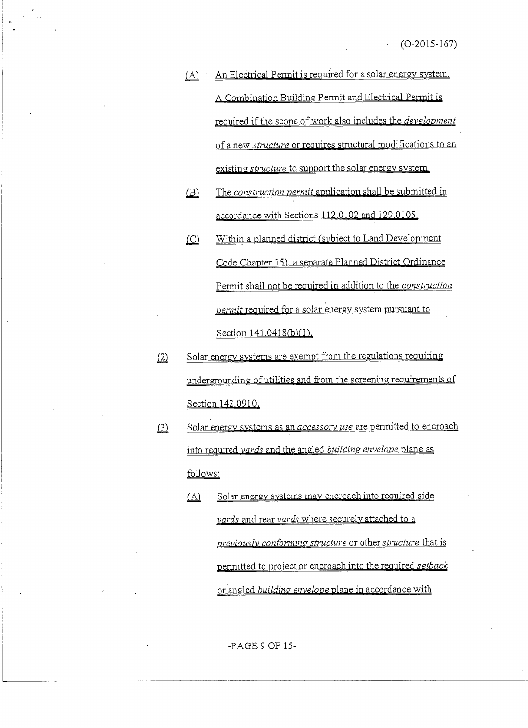(A) An Electrical Permit is required for a solar energy system. A Combination Building Permit and Electrical Permit is required if the scope of work also includes the *development* of a new *structure* or requires structural modifications to an existing *structure* to support the solar energy system.

(B) The *construction permit* application shall be submitted in accordance with Sections 112.0102 and 129.0105.

(C) Within a planned district (subject to Land Development Code Chapter 15), a separate Planned District Ordinance Permit shall not be required in addition to the *construction permit* required for a solar energy system pursuant to Section 141.0418(b)(1).

(2) Solar energy systems are exempt from the regulations requiring undergrounding of utilities and from the screening requirements of Section 142.0910.

(3) Solar energy systems as an *accessory use* are permitted to encroach into required *yards* and the angled *building envelope* plane as follows:

(A) Solar energy systems may encroach into required side *yards* and rear *yards* where securely attached to a *previously conforming structure* or other *structure* that is permitted to project or encroach into the required *setback* or angled *building envelope* plane in accordance with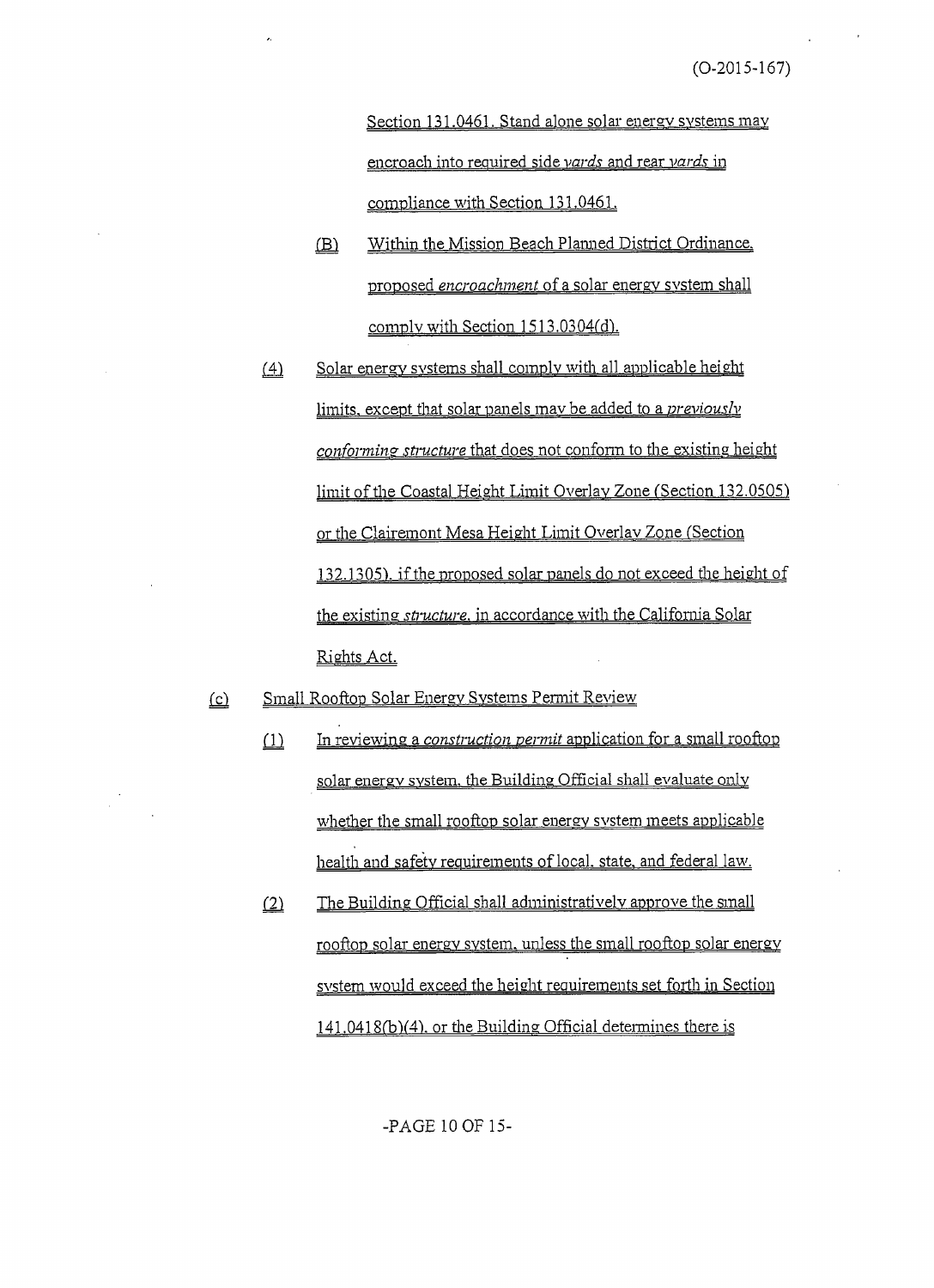Section 131.0461. Stand alone solar energy systems may encroach into required side *yards* and rear *yards* in compliance with Section 131.0461.

(B) Within the Mission Beach Planned District Ordinance, proposed *encroachment* of a solar energy system shall comply with Section 1513.0304(d).

(4) Solar energy systems shall comply with all applicable height limits, except that solar panels may be added to a *previously conforming structure* that does not conform to the existing height limit of the Coastal Height Limit Overlay Zone (Section 132.0505) or the Clairemont Mesa Height Limit Overlay Zone (Section 132.1305), if the proposed solar panels do not exceed the height of the existing *structure*, in accordance with the California Solar Rights Act.

(c) Small Rooftop Solar Energy Systems Permit Review

(1) In reviewing a *construction permit* application for a small rooftop solar energy system, the Building Official shall evaluate only whether the small rooftop solar energy system meets applicable health and safety requirements of local, state, and federal law.

(2) The Building Official shall administratively approve the small rooftop solar energy system, unless the small rooftop solar energy system would exceed the height requirements set forth in Section 141.0418(b)(4), or the Building Official determines there is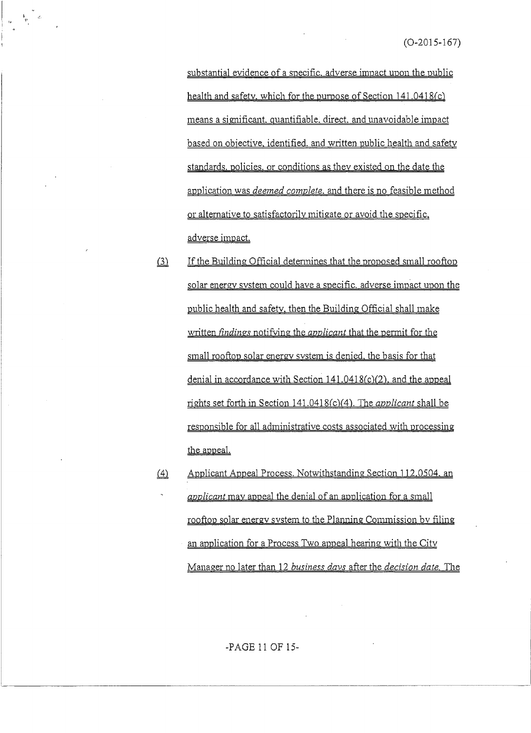substantial evidence of a specific, adverse impact upon the public health and safety, which for the purpose of Section 141.0418(c) means a significant, quantifiable, direct, and unavoidable impact based on objective, identified, and written public health and safety standards, policies, or conditions as they existed on the date the application was *deemed complete*, and there is no feasible method or alternative to satisfactorily mitigate or avoid the specific, adverse impact.

(3) If the Building Official determines that the proposed small rooftop solar energy system could have a specific, adverse impact upon the public health and safety, then the Building Official shall make written *findings* notifying the *applicant* that the permit for the small rooftop solar energy system is denied, the basis for that denial in accordance with Section 141.0418(c)(2), and the appeal rights set forth in Section 141.0418(c)(4). The *applicant* shall be responsible for all administrative costs associated with processing the appeal.

(4) Applicant Appeal Process. Notwithstanding Section 112.0504, an *applicant* may appeal the denial of an application for a small rooftop solar energy system to the Planning Commission by filing an application for a Process Two appeal hearing with the City Manager no later than 12 *business days* after the *decision date*. The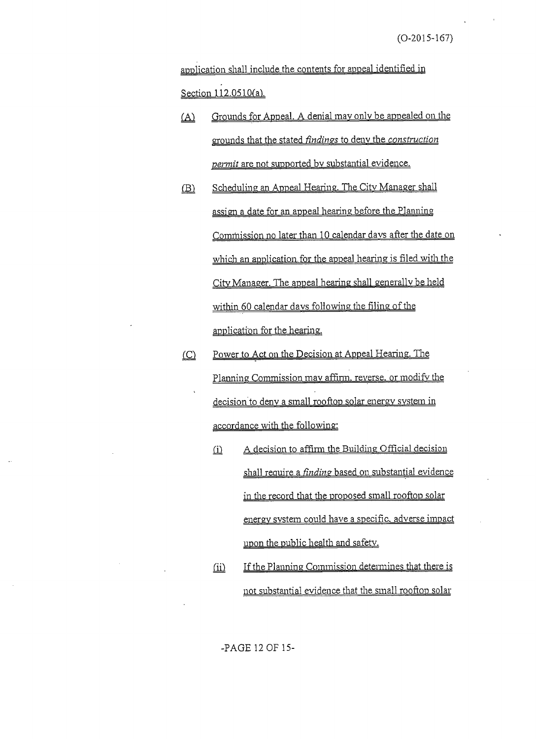application shall include the contents for appeal identified in Section 112.0510(a).

(A) Grounds for Appeal. A denial may only be appealed on the grounds that the stated *findings* to deny the *construction permit* are not supported by substantial evidence.

(B) Scheduling an Appeal Hearing. The City Manager shall assign a date for an appeal hearing before the Planning Commission no later than 10 calendar days after the date on which an application for the appeal hearing is filed with the City Manager. The appeal hearing shall generally be held within 60 calendar days following the filing of the application for the hearing.

(C) Power to Act on the Decision at Appeal Hearing. The Planning Commission may affirm, reverse, or modify the decision to deny a small rooftop solar energy system in accordance with the following:

(i) A decision to affirm the Building Official decision shall require a *finding* based on substantial evidence in the record that the proposed small rooftop solar energy system could have a specific, adverse impact upon the public health and safety.

(ii) If the Planning Commission determines that there is not substantial evidence that the small rooftop solar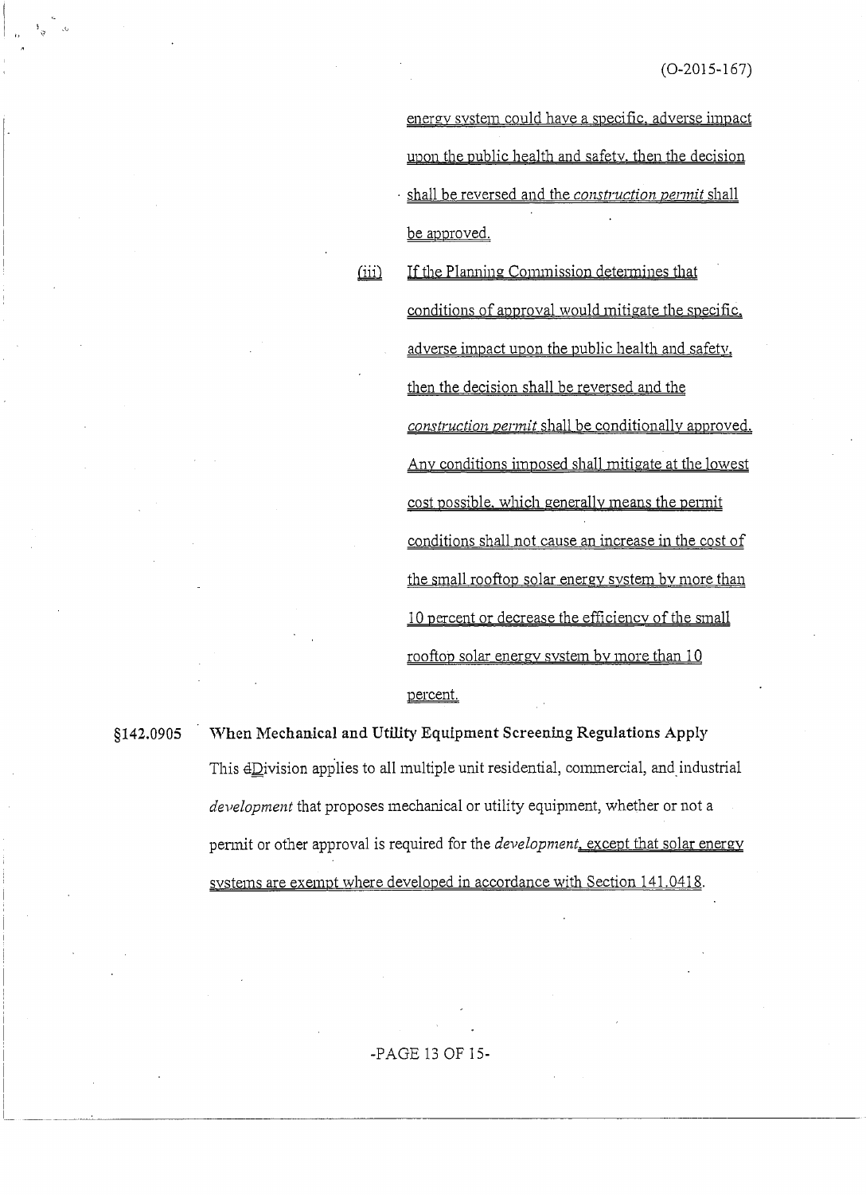energy system could have a specific, adverse impact upon the public health and safety, then the decision shall be reversed and the *construction permit* shall be approved.

(iii) If the Planning Commission determines that conditions of approval would mitigate the specific, adverse impact upon the public health and safety, then the decision shall be reversed and the *construction permit* shall be conditionally approved. Any conditions imposed shall mitigate at the lowest cost possible, which generally means the permit conditions shall not cause an increase in the cost of the small rooftop solar energy system by more than 10 percent or decrease the efficiency of the small rooftop solar energy system by more than 10 percent.

**§142.0905 When Mechanical and Utility Equipment Screening Regulations Apply**

This ~~d~~Division applies to all multiple unit residential, commercial, and industrial *development* that proposes mechanical or utility equipment, whether or not a permit or other approval is required for the *development*, except that solar energy systems are exempt where developed in accordance with Section 141.0418.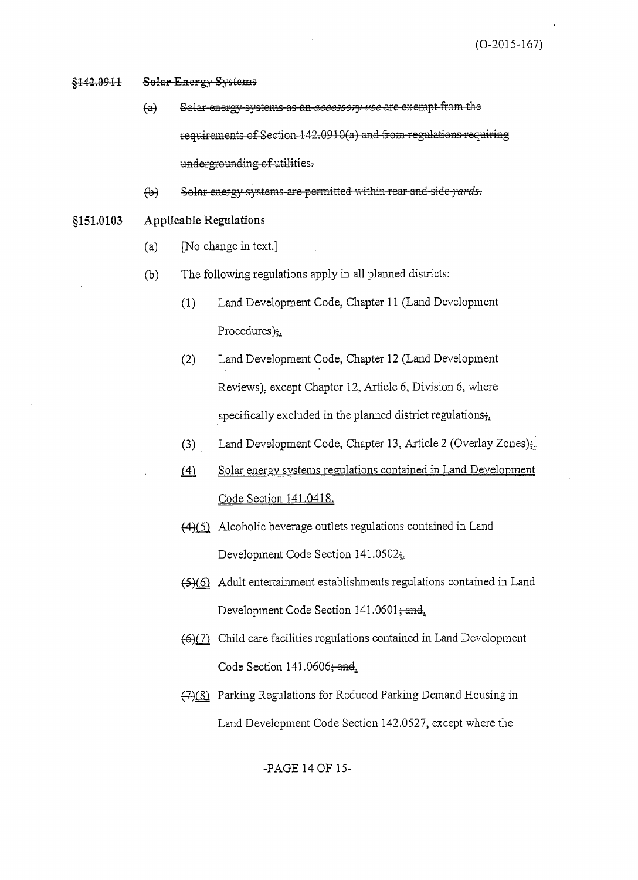~~§142.0911 Solar Energy Systems~~

~~(a) Solar energy systems as an *accessory use* are exempt from the requirements of Section 142.0910(a) and from regulations requiring undergrounding of utilities.~~

~~(b) Solar energy systems are permitted within rear and side *yards*.~~

**§151.0103 Applicable Regulations**

(a) [No change in text.]

(b) The following regulations apply in all planned districts:

(1) Land Development Code, Chapter 11 (Land Development Procedures)~~;~~.

(2) Land Development Code, Chapter 12 (Land Development Reviews), except Chapter 12, Article 6, Division 6, where specifically excluded in the planned district regulations~~;~~.

(3) Land Development Code, Chapter 13, Article 2 (Overlay Zones)~~;~~.

<u>(4) Solar energy systems regulations contained in Land Development Code Section 141.0418.</u>

~~(4)~~<u>(5)</u> Alcoholic beverage outlets regulations contained in Land Development Code Section 141.0502~~;~~.

~~(5)~~<u>(6)</u> Adult entertainment establishments regulations contained in Land Development Code Section 141.0601~~; and~~.

~~(6)~~<u>(7)</u> Child care facilities regulations contained in Land Development Code Section 141.0606~~; and~~.

~~(7)~~<u>(8)</u> Parking Regulations for Reduced Parking Demand Housing in Land Development Code Section 142.0527, except where the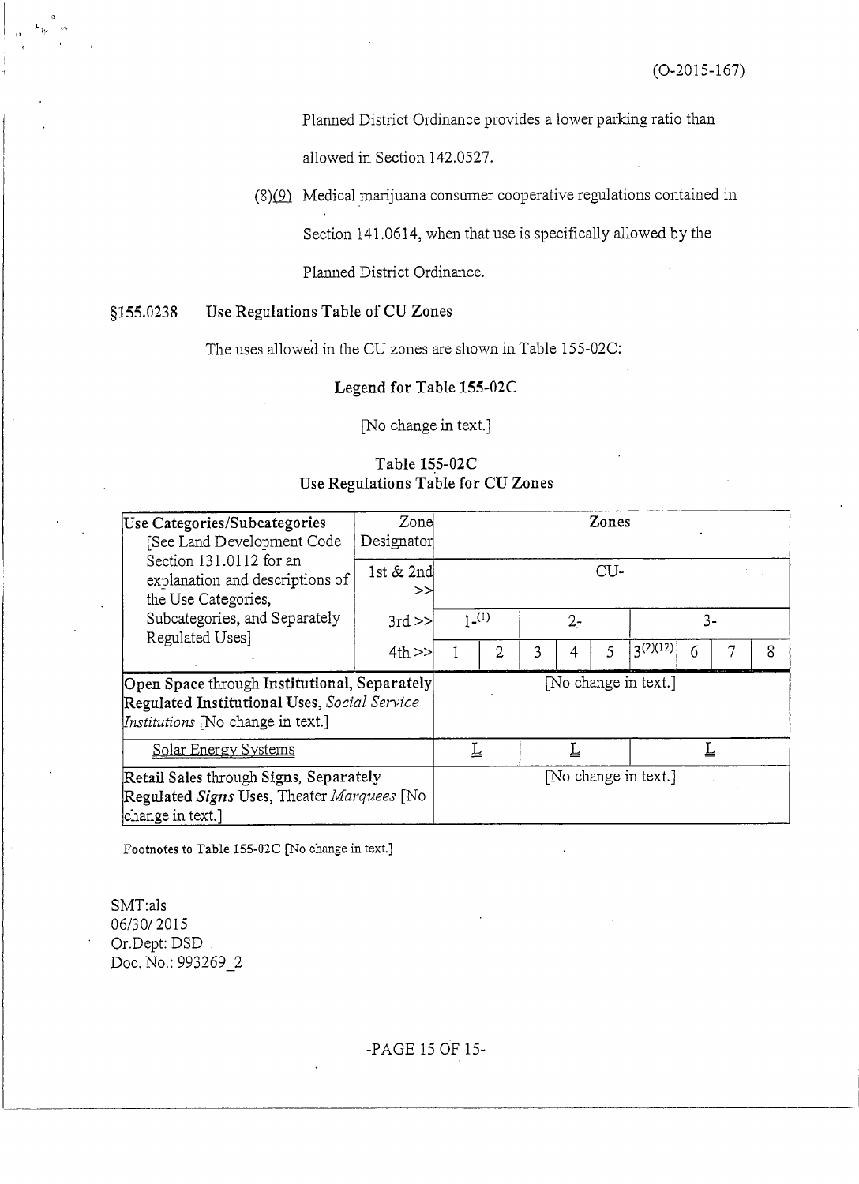(O-2015-167)

Planned District Ordinance provides a lower parking ratio than allowed in Section 142.0527.

~~(8)~~(9) Medical marijuana consumer cooperative regulations contained in Section 141.0614, when that use is specifically allowed by the Planned District Ordinance.

§155.0238 Use Regulations Table of CU Zones

The uses allowed in the CU zones are shown in Table 155-02C:

**Legend for Table 155-02C**

[No change in text.]

**Table 155-02C**
**Use Regulations Table for CU Zones**

| Use Categories/Subcategories [See Land Development Code Section 131.0112 for an explanation and descriptions of the Use Categories, Subcategories, and Separately Regulated Uses] | Zone Designator | Zones | | | | | | | | |
|---|---|---|---|---|---|---|---|---|---|---|
| | 1st & 2nd >> | CU- | | | | | | | | |
| | 3rd >> | 1-(1) | | 2- | | | 3- | | | |
| | 4th >> | 1 | 2 | 3 | 4 | 5 | 3(2)(12) | 6 | 7 | 8 |
| **Open Space** through **Institutional, Separately Regulated Institutional Uses,** *Social Service Institutions* [No change in text.] | | [No change in text.] | | | | | | | | |
| Solar Energy Systems | | L | | L | | | L | | | |
| **Retail Sales** through **Signs, Separately Regulated** ***Signs*** **Uses,** Theater *Marquees* [No change in text.] | | [No change in text.] | | | | | | | | |

Footnotes to Table 155-02C [No change in text.]

SMT:als
06/30/2015
Or.Dept: DSD
Doc. No.: 993269_2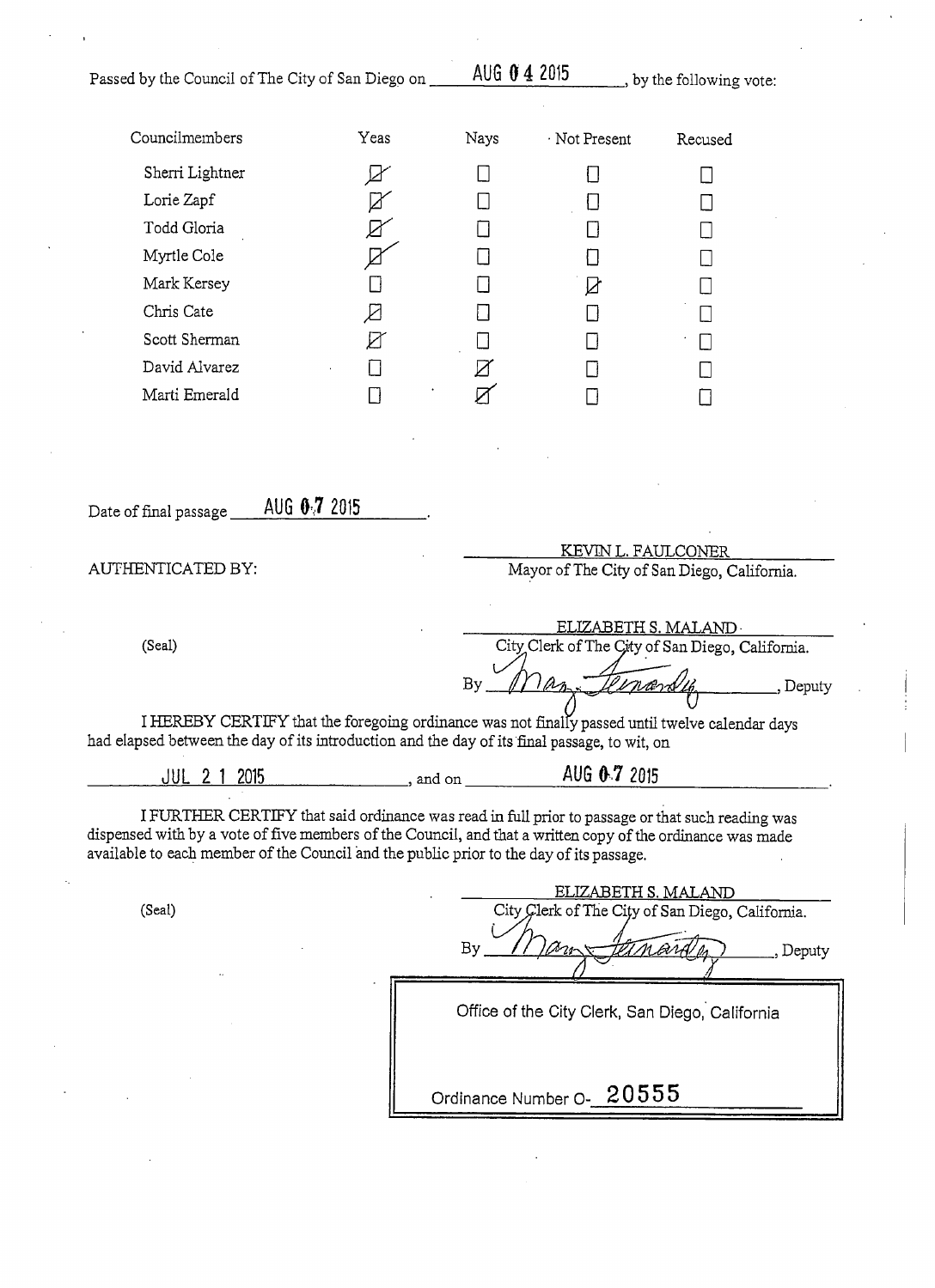Passed by the Council of The City of San Diego on AUG 04 2015, by the following vote:

| Councilmembers | Yeas | Nays | Not Present | Recused |
| --- | --- | --- | --- | --- |
| Sherri Lightner | ☑ | ☐ | ☐ | ☐ |
| Lorie Zapf | ☑ | ☐ | ☐ | ☐ |
| Todd Gloria | ☑ | ☐ | ☐ | ☐ |
| Myrtle Cole | ☑ | ☐ | ☐ | ☐ |
| Mark Kersey | ☐ | ☐ | ☑ | ☐ |
| Chris Cate | ☑ | ☐ | ☐ | ☐ |
| Scott Sherman | ☑ | ☐ | ☐ | ☐ |
| David Alvarez | ☐ | ☑ | ☐ | ☐ |
| Marti Emerald | ☐ | ☑ | ☐ | ☐ |

Date of final passage AUG 07 2015.

AUTHENTICATED BY:

KEVIN L. FAULCONER
Mayor of The City of San Diego, California.

(Seal)

ELIZABETH S. MALAND
City Clerk of The City of San Diego, California.

By *[signature]*, Deputy

I HEREBY CERTIFY that the foregoing ordinance was not finally passed until twelve calendar days had elapsed between the day of its introduction and the day of its final passage, to wit, on

JUL 21 2015, and on AUG 07 2015.

I FURTHER CERTIFY that said ordinance was read in full prior to passage or that such reading was dispensed with by a vote of five members of the Council, and that a written copy of the ordinance was made available to each member of the Council and the public prior to the day of its passage.

(Seal)

ELIZABETH S. MALAND
City Clerk of The City of San Diego, California.

By *[signature]*, Deputy

Office of the City Clerk, San Diego, California

Ordinance Number O- 20555